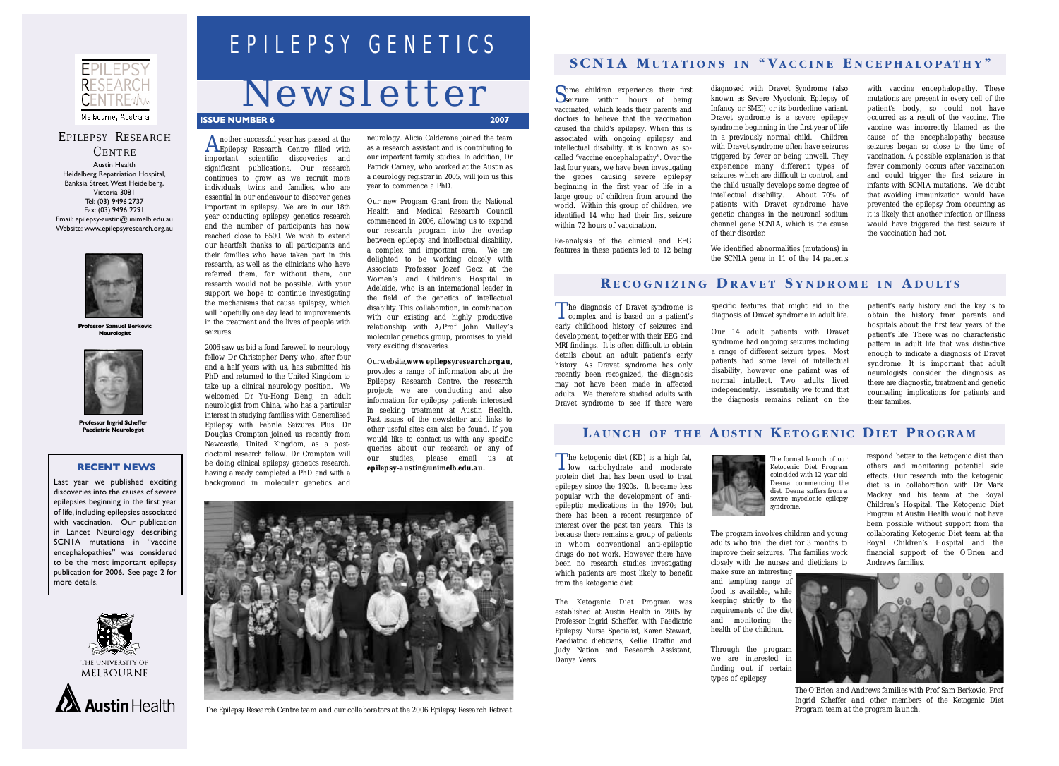# EPILEPSY GENETICS

# Newsletter

**ISSUE NUMBER 6** **2007**

## EPILEPSY RESEARCH CENTRE

Austin Health
Heidelberg Repatriation Hospital,
Banksia Street, West Heidelberg,
Victoria 3081
Tel: (03) 9496 2737
Fax: (03) 9496 2291
Email: epilepsy-austin@unimelb.edu.au
Website: www.epilepsyresearch.org.au

**Professor Samuel Berkovic**
**Neurologist**

**Professor Ingrid Scheffer**
**Paediatric Neurologist**

### RECENT NEWS

Last year we published exciting discoveries into the causes of severe epilepsies beginning in the first year of life, including epilepsies associated with vaccination. Our publication in Lancet Neurology describing SCN1A mutations in "vaccine encephalopathies" was considered to be the most important epilepsy publication for 2006. See page 2 for more details.

THE UNIVERSITY OF MELBOURNE

Austin Health

---

Another successful year has passed at the Epilepsy Research Centre filled with important scientific discoveries and significant publications. Our research continues to grow as we recruit more individuals, twins and families, who are essential in our endeavour to discover genes important in epilepsy. We are in our 18th year conducting epilepsy genetics research and the number of participants has now reached close to 6500. We wish to extend our heartfelt thanks to all participants and their families who have taken part in this research, as well as the clinicians who have referred them, for without them, our research would not be possible. With your support we hope to continue investigating the mechanisms that cause epilepsy, which will hopefully one day lead to improvements in the treatment and the lives of people with seizures.

2006 saw us bid a fond farewell to neurology fellow Dr Christopher Derry who, after four and a half years with us, has submitted his PhD and returned to the United Kingdom to take up a clinical neurology position. We welcomed Dr Yu-Hong Deng, an adult neurologist from China, who has a particular interest in studying families with Generalised Epilepsy with Febrile Seizures Plus. Dr Douglas Crompton joined us recently from Newcastle, United Kingdom, as a post-doctoral research fellow. Dr Crompton will be doing clinical epilepsy genetics research, having already completed a PhD and with a background in molecular genetics and neurology. Alicia Calderone joined the team as a research assistant and is contributing to our important family studies. In addition, Dr Patrick Carney, who worked at the Austin as a neurology registrar in 2005, will join us this year to commence a PhD.

Our new Program Grant from the National Health and Medical Research Council commenced in 2006, allowing us to expand our research program into the overlap between epilepsy and intellectual disability, a complex and important area. We are delighted to be working closely with Associate Professor Jozef Gecz at the Women's and Children's Hospital in Adelaide, who is an international leader in the field of the genetics of intellectual disability. This collaboration, in combination with our existing and highly productive relationship with A/Prof John Mulley's molecular genetics group, promises to yield very exciting discoveries.

Our website, **www.epilepsyresearch.org.au**, provides a range of information about the Epilepsy Research Centre, the research projects we are conducting and also information for epilepsy patients interested in seeking treatment at Austin Health. Past issues of the newsletter and links to other useful sites can also be found. If you would like to contact us with any specific queries about our research or any of our studies, please email us at **epilepsy-austin@unimelb.edu.au.**

*The Epilepsy Research Centre team and our collaborators at the 2006 Epilepsy Research Retreat*

## SCN1A MUTATIONS IN "VACCINE ENCEPHALOPATHY"

Some children experience their first seizure within hours of being vaccinated, which leads their parents and doctors to believe that the vaccination caused the child's epilepsy. When this is associated with ongoing epilepsy and intellectual disability, it is known as so-called "vaccine encephalopathy". Over the last four years, we have been investigating the genes causing severe epilepsy beginning in the first year of life in a large group of children from around the world. Within this group of children, we identified 14 who had their first seizure within 72 hours of vaccination.

Re-analysis of the clinical and EEG features in these patients led to 12 being diagnosed with Dravet Syndrome (also known as Severe Myoclonic Epilepsy of Infancy or SMEI) or its borderline variant. Dravet syndrome is a severe epilepsy syndrome beginning in the first year of life in a previously normal child. Children with Dravet syndrome often have seizures triggered by fever or being unwell. They experience many different types of seizures which are difficult to control, and the child usually develops some degree of intellectual disability. About 70% of patients with Dravet syndrome have genetic changes in the neuronal sodium channel gene SCN1A, which is the cause of their disorder.

We identified abnormalities (mutations) in the SCN1A gene in 11 of the 14 patients with vaccine encephalopathy. These mutations are present in every cell of the patient's body, so could not have occurred as a result of the vaccine. The vaccine was incorrectly blamed as the cause of the encephalopathy because seizures began so close to the time of vaccination. A possible explanation is that fever commonly occurs after vaccination and could trigger the first seizure in infants with SCN1A mutations. We doubt that avoiding immunization would have prevented the epilepsy from occurring as it is likely that another infection or illness would have triggered the first seizure if the vaccination had not.

## RECOGNIZING DRAVET SYNDROME IN ADULTS

The diagnosis of Dravet syndrome is complex and is based on a patient's early childhood history of seizures and development, together with their EEG and MRI findings. It is often difficult to obtain details about an adult patient's early history. As Dravet syndrome has only recently been recognized, the diagnosis may not have been made in affected adults. We therefore studied adults with Dravet syndrome to see if there were specific features that might aid in the diagnosis of Dravet syndrome in adult life.

Our 14 adult patients with Dravet syndrome had ongoing seizures including a range of different seizure types. Most patients had some level of intellectual disability, however one patient was of normal intellect. Two adults lived independently. Essentially we found that the diagnosis remains reliant on the patient's early history and the key is to obtain the history from parents and hospitals about the first few years of the patient's life. There was no characteristic pattern in adult life that was distinctive enough to indicate a diagnosis of Dravet syndrome. It is important that adult neurologists consider the diagnosis as there are diagnostic, treatment and genetic counseling implications for patients and their families.

## LAUNCH OF THE AUSTIN KETOGENIC DIET PROGRAM

The ketogenic diet (KD) is a high fat, low carbohydrate and moderate protein diet that has been used to treat epilepsy since the 1920s. It became less popular with the development of anti-epileptic medications in the 1970s but there has been a recent resurgence of interest over the past ten years. This is because there remains a group of patients in whom conventional anti-epileptic drugs do not work. However there have been no research studies investigating which patients are most likely to benefit from the ketogenic diet.

The Ketogenic Diet Program was established at Austin Health in 2005 by Professor Ingrid Scheffer, with Paediatric Epilepsy Nurse Specialist, Karen Stewart, Paediatric dieticians, Kellie Draffin and Judy Nation and Research Assistant, Danya Vears.

*The formal launch of our Ketogenic Diet Program coincided with 12-year-old Deana commencing the diet. Deana suffers from a severe myoclonic epilepsy syndrome.*

The program involves children and young adults who trial the diet for 3 months to improve their seizures. The families work closely with the nurses and dieticians to make sure an interesting and tempting range of food is available, while keeping strictly to the requirements of the diet and monitoring the health of the children.

Through the program we are interested in finding out if certain types of epilepsy respond better to the ketogenic diet than others and monitoring potential side effects. Our research into the ketogenic diet is in collaboration with Dr Mark Mackay and his team at the Royal Children's Hospital. The Ketogenic Diet Program at Austin Health would not have been possible without support from the collaborating Ketogenic Diet team at the Royal Children's Hospital and the financial support of the O'Brien and Andrews families.

*The O'Brien and Andrews families with Prof Sam Berkovic, Prof Ingrid Scheffer and other members of the Ketogenic Diet Program team at the program launch.*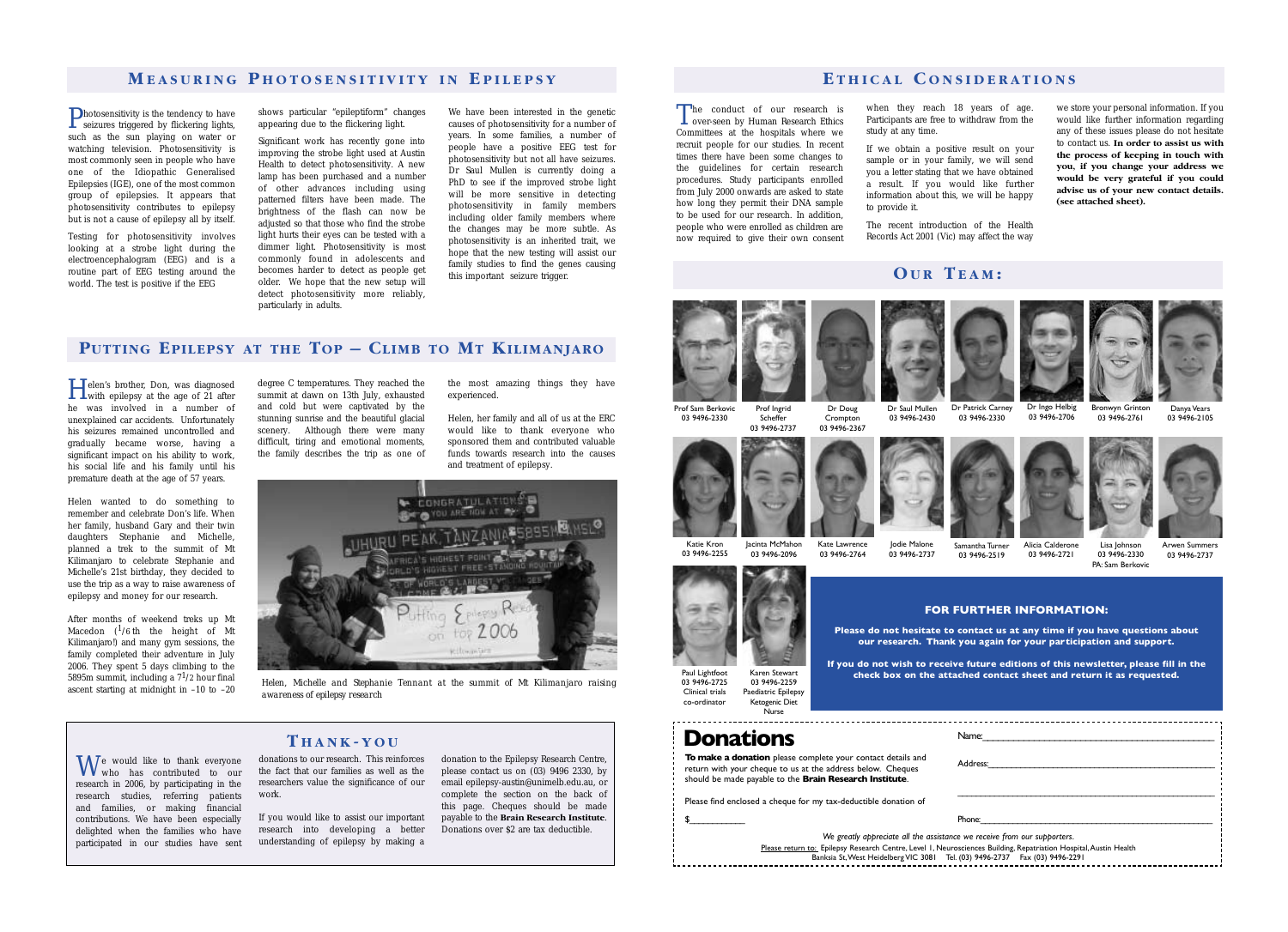## Measuring Photosensitivity in Epilepsy

Photosensitivity is the tendency to have seizures triggered by flickering lights, such as the sun playing on water or watching television. Photosensitivity is most commonly seen in people who have one of the Idiopathic Generalised Epilepsies (IGE), one of the most common group of epilepsies. It appears that photosensitivity contributes to epilepsy but is not a cause of epilepsy all by itself.

Testing for photosensitivity involves looking at a strobe light during the electroencephalogram (EEG) and is a routine part of EEG testing around the world. The test is positive if the EEG shows particular "epileptiform" changes appearing due to the flickering light.

Significant work has recently gone into improving the strobe light used at Austin Health to detect photosensitivity. A new lamp has been purchased and a number of other advances including using patterned filters have been made. The brightness of the flash can now be adjusted so that those who find the strobe light hurts their eyes can be tested with a dimmer light. Photosensitivity is most commonly found in adolescents and becomes harder to detect as people get older. We hope that the new setup will detect photosensitivity more reliably, particularly in adults.

We have been interested in the genetic causes of photosensitivity for a number of years. In some families, a number of people have a positive EEG test for photosensitivity but not all have seizures. Dr Saul Mullen is currently doing a PhD to see if the improved strobe light will be more sensitive in detecting photosensitivity in family members including older family members where the changes may be more subtle. As photosensitivity is an inherited trait, we hope that the new testing will assist our family studies to find the genes causing this important seizure trigger.

## Putting Epilepsy at the Top – Climb to Mt Kilimanjaro

Helen's brother, Don, was diagnosed with epilepsy at the age of 21 after he was involved in a number of unexplained car accidents. Unfortunately his seizures remained uncontrolled and gradually became worse, having a significant impact on his ability to work, his social life and his family until his premature death at the age of 57 years.

Helen wanted to do something to remember and celebrate Don's life. When her family, husband Gary and their twin daughters Stephanie and Michelle, planned a trek to the summit of Mt Kilimanjaro to celebrate Stephanie and Michelle's 21st birthday, they decided to use the trip as a way to raise awareness of epilepsy and money for our research.

After months of weekend treks up Mt Macedon ($^1/_6$th the height of Mt Kilimanjaro!) and many gym sessions, the family completed their adventure in July 2006. They spent 5 days climbing to the 5895m summit, including a $7^1/_2$ hour final ascent starting at midnight in –10 to –20 degree C temperatures. They reached the summit at dawn on 13th July, exhausted and cold but were captivated by the stunning sunrise and the beautiful glacial scenery. Although there were many difficult, tiring and emotional moments, the family describes the trip as one of the most amazing things they have experienced.

Helen, her family and all of us at the ERC would like to thank everyone who sponsored them and contributed valuable funds towards research into the causes and treatment of epilepsy.

*Helen, Michelle and Stephanie Tennant at the summit of Mt Kilimanjaro raising awareness of epilepsy research*

## Thank-You

We would like to thank everyone who has contributed to our research in 2006, by participating in the research studies, referring patients and families, or making financial contributions. We have been especially delighted when the families who have participated in our studies have sent donations to our research. This reinforces the fact that our families as well as the researchers value the significance of our work.

If you would like to assist our important research into developing a better understanding of epilepsy by making a donation to the Epilepsy Research Centre, please contact us on (03) 9496 2330, by email epilepsy-austin@unimelb.edu.au, or complete the section on the back of this page. Cheques should be made payable to the **Brain Research Institute**. Donations over $2 are tax deductible.

## Ethical Considerations

The conduct of our research is over-seen by Human Research Ethics Committees at the hospitals where we recruit people for our studies. In recent times there have been some changes to the guidelines for certain research procedures. Study participants enrolled from July 2000 onwards are asked to state how long they permit their DNA sample to be used for our research. In addition, people who were enrolled as children are now required to give their own consent when they reach 18 years of age. Participants are free to withdraw from the study at any time.

If we obtain a positive result on your sample or in your family, we will send you a letter stating that we have obtained a result. If you would like further information about this, we will be happy to provide it.

The recent introduction of the Health Records Act 2001 (Vic) may affect the way we store your personal information. If you would like further information regarding any of these issues please do not hesitate to contact us. **In order to assist us with the process of keeping in touch with you, if you change your address we would be very grateful if you could advise us of your new contact details. (see attached sheet).**

## Our Team:

Prof Sam Berkovic 03 9496-2330

Prof Ingrid Scheffer 03 9496-2737

Dr Doug Crompton 03 9496-2367

Dr Saul Mullen 03 9496-2430

Dr Patrick Carney 03 9496-2330

Dr Ingo Helbig 03 9496-2706

Bronwyn Grinton 03 9496-2761

Danya Vears 03 9496-2105

Katie Kron 03 9496-2255

Jacinta McMahon 03 9496-2096

Kate Lawrence 03 9496-2764

Jodie Malone 03 9496-2737

Samantha Turner 03 9496-2519

Alicia Calderone 03 9496-2721

Lisa Johnson 03 9496-2330 PA: Sam Berkovic

Arwen Summers 03 9496-2737

Paul Lightfoot 03 9496-2725 Clinical trials co-ordinator

Karen Stewart 03 9496-2259 Paediatric Epilepsy Ketogenic Diet Nurse

### For Further Information:

**Please do not hesitate to contact us at any time if you have questions about our research. Thank you again for your participation and support.**

**If you do not wish to receive future editions of this newsletter, please fill in the check box on the attached contact sheet and return it as requested.**

## Donations

**To make a donation** please complete your contact details and return with your cheque to us at the address below. Cheques should be made payable to the **Brain Research Institute**.

Please find enclosed a cheque for my tax-deductible donation of

$___________

Name:___________________________________

Address:___________________________________

___________________________________

Phone:___________________________________

*We greatly appreciate all the assistance we receive from our supporters.*

Please return to: Epilepsy Research Centre, Level 1, Neurosciences Building, Repatriation Hospital, Austin Health Banksia St, West Heidelberg VIC 3081 Tel. (03) 9496-2737 Fax (03) 9496-2291